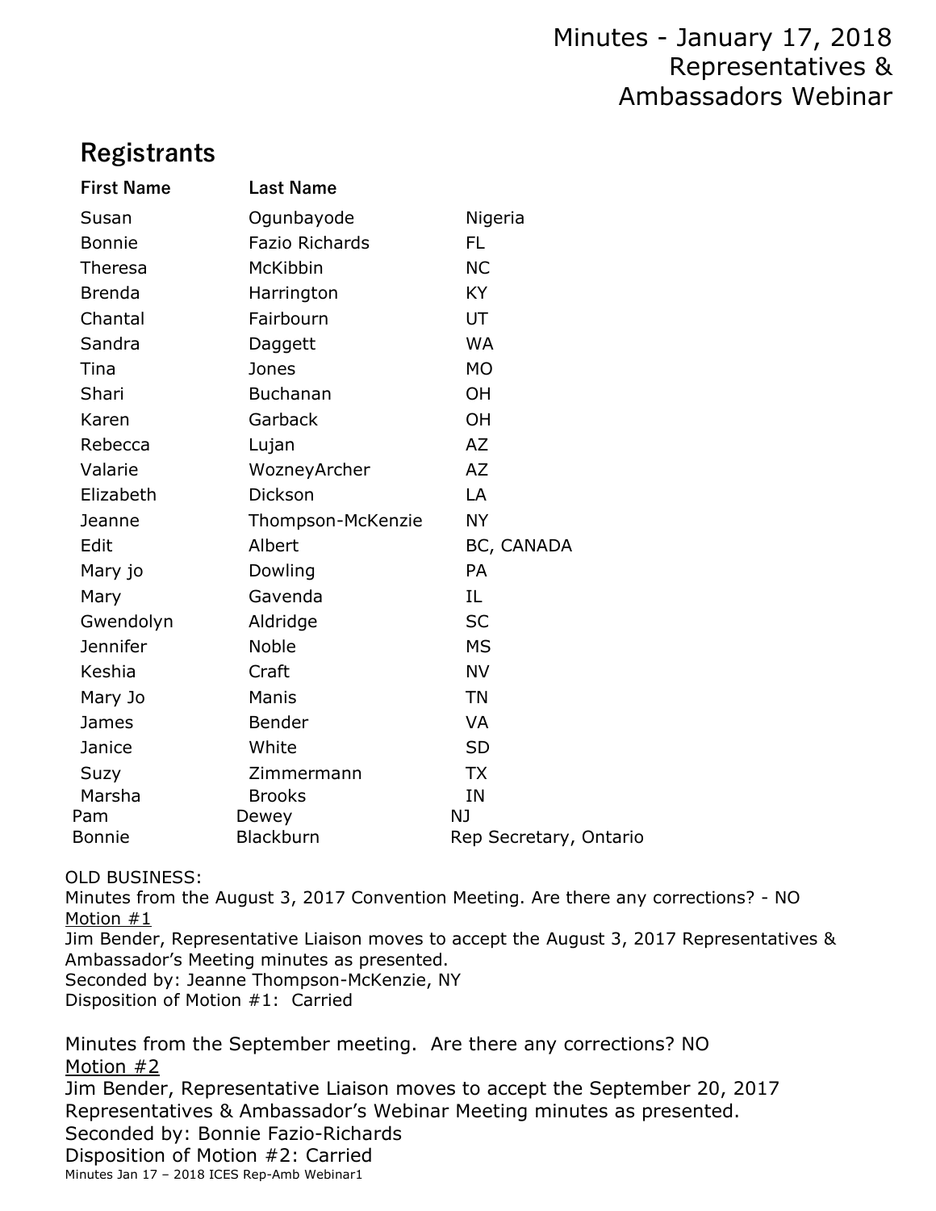# Minutes - January 17, 2018
# Representatives & Ambassadors Webinar

## Registrants

| First Name | Last Name | |
|---|---|---|
| Susan | Ogunbayode | Nigeria |
| Bonnie | Fazio Richards | FL |
| Theresa | McKibbin | NC |
| Brenda | Harrington | KY |
| Chantal | Fairbourn | UT |
| Sandra | Daggett | WA |
| Tina | Jones | MO |
| Shari | Buchanan | OH |
| Karen | Garback | OH |
| Rebecca | Lujan | AZ |
| Valarie | WozneyArcher | AZ |
| Elizabeth | Dickson | LA |
| Jeanne | Thompson-McKenzie | NY |
| Edit | Albert | BC, CANADA |
| Mary jo | Dowling | PA |
| Mary | Gavenda | IL |
| Gwendolyn | Aldridge | SC |
| Jennifer | Noble | MS |
| Keshia | Craft | NV |
| Mary Jo | Manis | TN |
| James | Bender | VA |
| Janice | White | SD |
| Suzy | Zimmermann | TX |
| Marsha | Brooks | IN |
| Pam | Dewey | NJ |
| Bonnie | Blackburn | Rep Secretary, Ontario |

OLD BUSINESS:
Minutes from the August 3, 2017 Convention Meeting. Are there any corrections? - NO
Motion #1
Jim Bender, Representative Liaison moves to accept the August 3, 2017 Representatives & Ambassador's Meeting minutes as presented.
Seconded by: Jeanne Thompson-McKenzie, NY
Disposition of Motion #1: Carried

Minutes from the September meeting. Are there any corrections? NO
Motion #2
Jim Bender, Representative Liaison moves to accept the September 20, 2017 Representatives & Ambassador's Webinar Meeting minutes as presented.
Seconded by: Bonnie Fazio-Richards
Disposition of Motion #2: Carried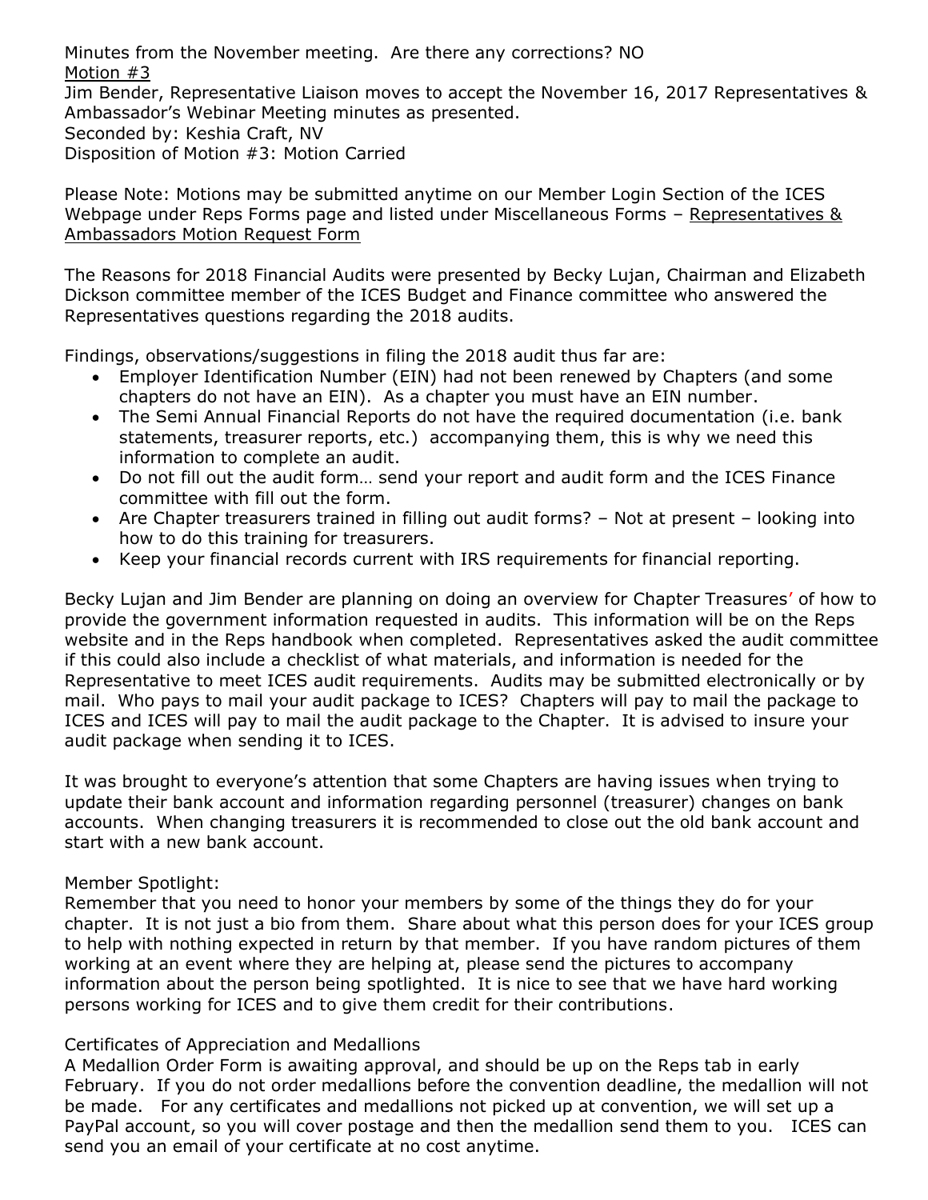Minutes from the November meeting. Are there any corrections? NO

Motion #3

Jim Bender, Representative Liaison moves to accept the November 16, 2017 Representatives & Ambassador's Webinar Meeting minutes as presented.

Seconded by: Keshia Craft, NV

Disposition of Motion #3: Motion Carried

Please Note: Motions may be submitted anytime on our Member Login Section of the ICES Webpage under Reps Forms page and listed under Miscellaneous Forms – Representatives & Ambassadors Motion Request Form

The Reasons for 2018 Financial Audits were presented by Becky Lujan, Chairman and Elizabeth Dickson committee member of the ICES Budget and Finance committee who answered the Representatives questions regarding the 2018 audits.

Findings, observations/suggestions in filing the 2018 audit thus far are:

- Employer Identification Number (EIN) had not been renewed by Chapters (and some chapters do not have an EIN). As a chapter you must have an EIN number.
- The Semi Annual Financial Reports do not have the required documentation (i.e. bank statements, treasurer reports, etc.) accompanying them, this is why we need this information to complete an audit.
- Do not fill out the audit form… send your report and audit form and the ICES Finance committee with fill out the form.
- Are Chapter treasurers trained in filling out audit forms? – Not at present – looking into how to do this training for treasurers.
- Keep your financial records current with IRS requirements for financial reporting.

Becky Lujan and Jim Bender are planning on doing an overview for Chapter Treasures' of how to provide the government information requested in audits. This information will be on the Reps website and in the Reps handbook when completed. Representatives asked the audit committee if this could also include a checklist of what materials, and information is needed for the Representative to meet ICES audit requirements. Audits may be submitted electronically or by mail. Who pays to mail your audit package to ICES? Chapters will pay to mail the package to ICES and ICES will pay to mail the audit package to the Chapter. It is advised to insure your audit package when sending it to ICES.

It was brought to everyone's attention that some Chapters are having issues when trying to update their bank account and information regarding personnel (treasurer) changes on bank accounts. When changing treasurers it is recommended to close out the old bank account and start with a new bank account.

Member Spotlight:

Remember that you need to honor your members by some of the things they do for your chapter. It is not just a bio from them. Share about what this person does for your ICES group to help with nothing expected in return by that member. If you have random pictures of them working at an event where they are helping at, please send the pictures to accompany information about the person being spotlighted. It is nice to see that we have hard working persons working for ICES and to give them credit for their contributions.

Certificates of Appreciation and Medallions

A Medallion Order Form is awaiting approval, and should be up on the Reps tab in early February. If you do not order medallions before the convention deadline, the medallion will not be made. For any certificates and medallions not picked up at convention, we will set up a PayPal account, so you will cover postage and then the medallion send them to you. ICES can send you an email of your certificate at no cost anytime.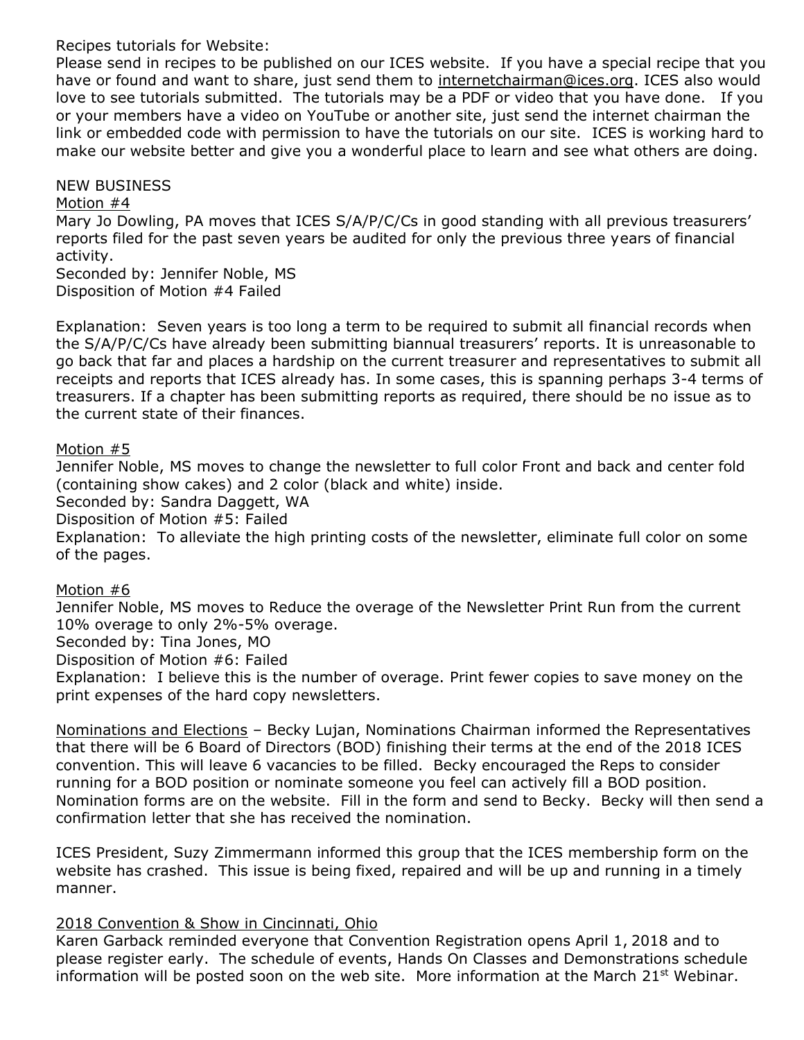Recipes tutorials for Website:

Please send in recipes to be published on our ICES website. If you have a special recipe that you have or found and want to share, just send them to internetchairman@ices.org. ICES also would love to see tutorials submitted. The tutorials may be a PDF or video that you have done. If you or your members have a video on YouTube or another site, just send the internet chairman the link or embedded code with permission to have the tutorials on our site. ICES is working hard to make our website better and give you a wonderful place to learn and see what others are doing.

NEW BUSINESS

Motion #4

Mary Jo Dowling, PA moves that ICES S/A/P/C/Cs in good standing with all previous treasurers' reports filed for the past seven years be audited for only the previous three years of financial activity.

Seconded by: Jennifer Noble, MS

Disposition of Motion #4 Failed

Explanation: Seven years is too long a term to be required to submit all financial records when the S/A/P/C/Cs have already been submitting biannual treasurers' reports. It is unreasonable to go back that far and places a hardship on the current treasurer and representatives to submit all receipts and reports that ICES already has. In some cases, this is spanning perhaps 3-4 terms of treasurers. If a chapter has been submitting reports as required, there should be no issue as to the current state of their finances.

Motion #5

Jennifer Noble, MS moves to change the newsletter to full color Front and back and center fold (containing show cakes) and 2 color (black and white) inside.

Seconded by: Sandra Daggett, WA

Disposition of Motion #5: Failed

Explanation: To alleviate the high printing costs of the newsletter, eliminate full color on some of the pages.

Motion #6

Jennifer Noble, MS moves to Reduce the overage of the Newsletter Print Run from the current 10% overage to only 2%-5% overage.

Seconded by: Tina Jones, MO

Disposition of Motion #6: Failed

Explanation: I believe this is the number of overage. Print fewer copies to save money on the print expenses of the hard copy newsletters.

Nominations and Elections – Becky Lujan, Nominations Chairman informed the Representatives that there will be 6 Board of Directors (BOD) finishing their terms at the end of the 2018 ICES convention. This will leave 6 vacancies to be filled. Becky encouraged the Reps to consider running for a BOD position or nominate someone you feel can actively fill a BOD position. Nomination forms are on the website. Fill in the form and send to Becky. Becky will then send a confirmation letter that she has received the nomination.

ICES President, Suzy Zimmermann informed this group that the ICES membership form on the website has crashed. This issue is being fixed, repaired and will be up and running in a timely manner.

2018 Convention & Show in Cincinnati, Ohio

Karen Garback reminded everyone that Convention Registration opens April 1, 2018 and to please register early. The schedule of events, Hands On Classes and Demonstrations schedule information will be posted soon on the web site. More information at the March 21st Webinar.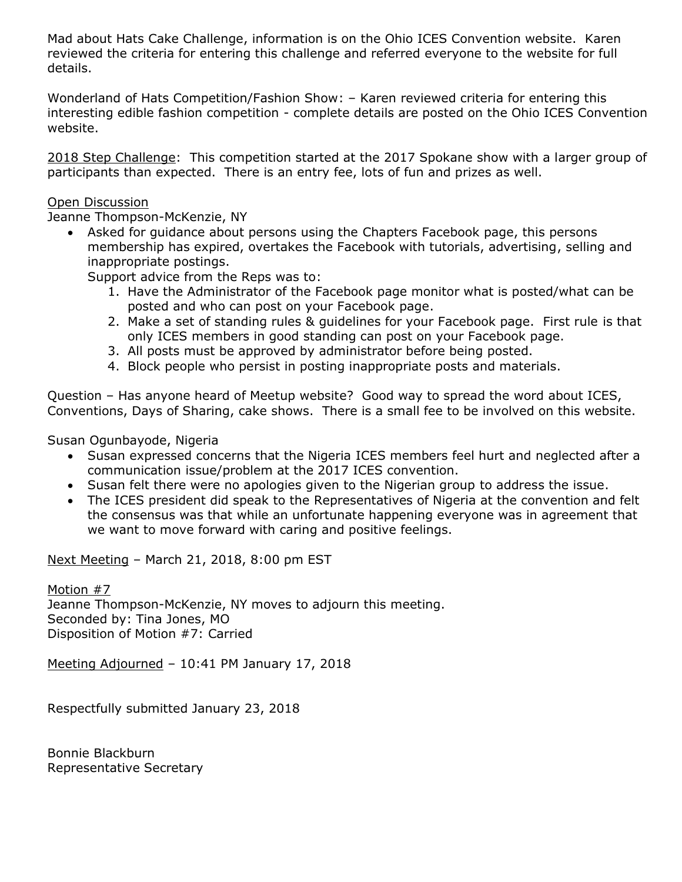Mad about Hats Cake Challenge, information is on the Ohio ICES Convention website. Karen reviewed the criteria for entering this challenge and referred everyone to the website for full details.

Wonderland of Hats Competition/Fashion Show: – Karen reviewed criteria for entering this interesting edible fashion competition - complete details are posted on the Ohio ICES Convention website.

<u>2018 Step Challenge</u>: This competition started at the 2017 Spokane show with a larger group of participants than expected. There is an entry fee, lots of fun and prizes as well.

<u>Open Discussion</u>
Jeanne Thompson-McKenzie, NY

- Asked for guidance about persons using the Chapters Facebook page, this persons membership has expired, overtakes the Facebook with tutorials, advertising, selling and inappropriate postings.
  Support advice from the Reps was to:
  1. Have the Administrator of the Facebook page monitor what is posted/what can be posted and who can post on your Facebook page.
  2. Make a set of standing rules & guidelines for your Facebook page. First rule is that only ICES members in good standing can post on your Facebook page.
  3. All posts must be approved by administrator before being posted.
  4. Block people who persist in posting inappropriate posts and materials.

Question – Has anyone heard of Meetup website? Good way to spread the word about ICES, Conventions, Days of Sharing, cake shows. There is a small fee to be involved on this website.

Susan Ogunbayode, Nigeria

- Susan expressed concerns that the Nigeria ICES members feel hurt and neglected after a communication issue/problem at the 2017 ICES convention.
- Susan felt there were no apologies given to the Nigerian group to address the issue.
- The ICES president did speak to the Representatives of Nigeria at the convention and felt the consensus was that while an unfortunate happening everyone was in agreement that we want to move forward with caring and positive feelings.

<u>Next Meeting</u> – March 21, 2018, 8:00 pm EST

<u>Motion #7</u>
Jeanne Thompson-McKenzie, NY moves to adjourn this meeting.
Seconded by: Tina Jones, MO
Disposition of Motion #7: Carried

<u>Meeting Adjourned</u> – 10:41 PM January 17, 2018

Respectfully submitted January 23, 2018

Bonnie Blackburn
Representative Secretary